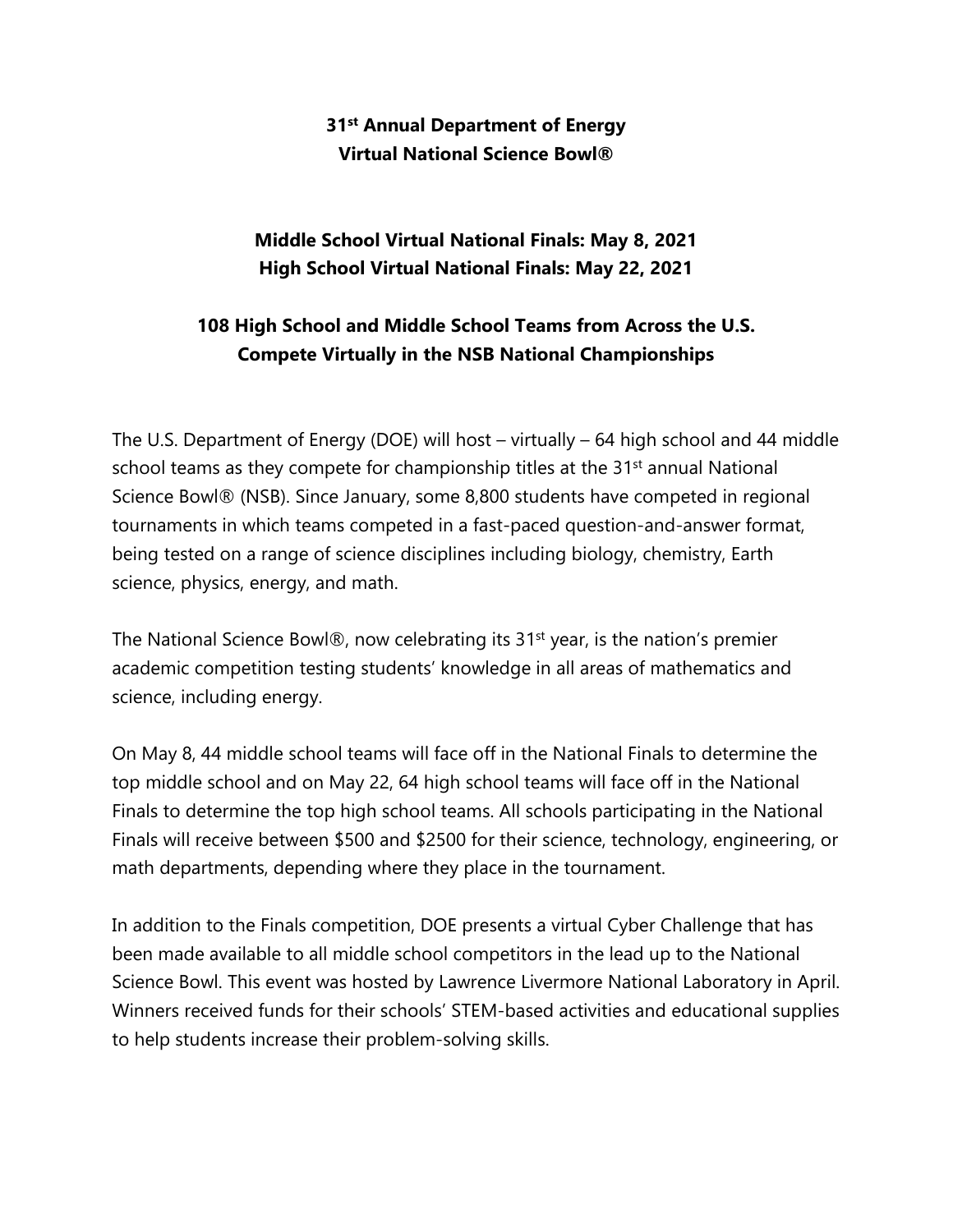# 31st Annual Department of Energy Virtual National Science Bowl®

## Middle School Virtual National Finals: May 8, 2021
## High School Virtual National Finals: May 22, 2021

## 108 High School and Middle School Teams from Across the U.S. Compete Virtually in the NSB National Championships

The U.S. Department of Energy (DOE) will host – virtually – 64 high school and 44 middle school teams as they compete for championship titles at the 31st annual National Science Bowl® (NSB). Since January, some 8,800 students have competed in regional tournaments in which teams competed in a fast-paced question-and-answer format, being tested on a range of science disciplines including biology, chemistry, Earth science, physics, energy, and math.

The National Science Bowl®, now celebrating its 31st year, is the nation's premier academic competition testing students' knowledge in all areas of mathematics and science, including energy.

On May 8, 44 middle school teams will face off in the National Finals to determine the top middle school and on May 22, 64 high school teams will face off in the National Finals to determine the top high school teams. All schools participating in the National Finals will receive between $500 and $2500 for their science, technology, engineering, or math departments, depending where they place in the tournament.

In addition to the Finals competition, DOE presents a virtual Cyber Challenge that has been made available to all middle school competitors in the lead up to the National Science Bowl. This event was hosted by Lawrence Livermore National Laboratory in April. Winners received funds for their schools' STEM-based activities and educational supplies to help students increase their problem-solving skills.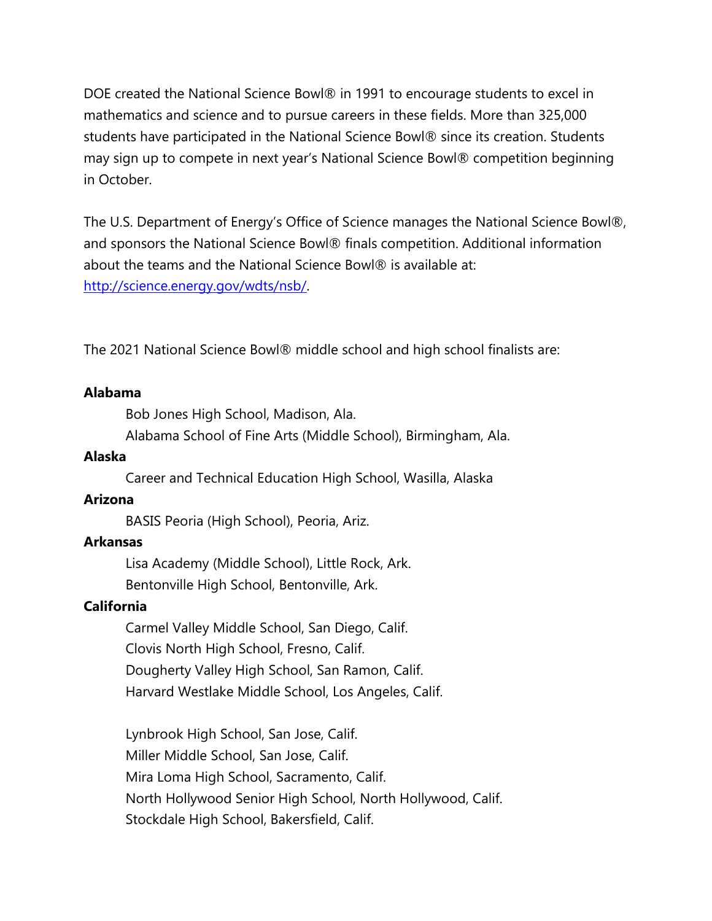DOE created the National Science Bowl® in 1991 to encourage students to excel in mathematics and science and to pursue careers in these fields. More than 325,000 students have participated in the National Science Bowl® since its creation. Students may sign up to compete in next year's National Science Bowl® competition beginning in October.

The U.S. Department of Energy's Office of Science manages the National Science Bowl®, and sponsors the National Science Bowl® finals competition. Additional information about the teams and the National Science Bowl® is available at: [http://science.energy.gov/wdts/nsb/](http://science.energy.gov/wdts/nsb/).

The 2021 National Science Bowl® middle school and high school finalists are:

**Alabama**

Bob Jones High School, Madison, Ala.
Alabama School of Fine Arts (Middle School), Birmingham, Ala.

**Alaska**

Career and Technical Education High School, Wasilla, Alaska

**Arizona**

BASIS Peoria (High School), Peoria, Ariz.

**Arkansas**

Lisa Academy (Middle School), Little Rock, Ark.
Bentonville High School, Bentonville, Ark.

**California**

Carmel Valley Middle School, San Diego, Calif.
Clovis North High School, Fresno, Calif.
Dougherty Valley High School, San Ramon, Calif.
Harvard Westlake Middle School, Los Angeles, Calif.

Lynbrook High School, San Jose, Calif.
Miller Middle School, San Jose, Calif.
Mira Loma High School, Sacramento, Calif.
North Hollywood Senior High School, North Hollywood, Calif.
Stockdale High School, Bakersfield, Calif.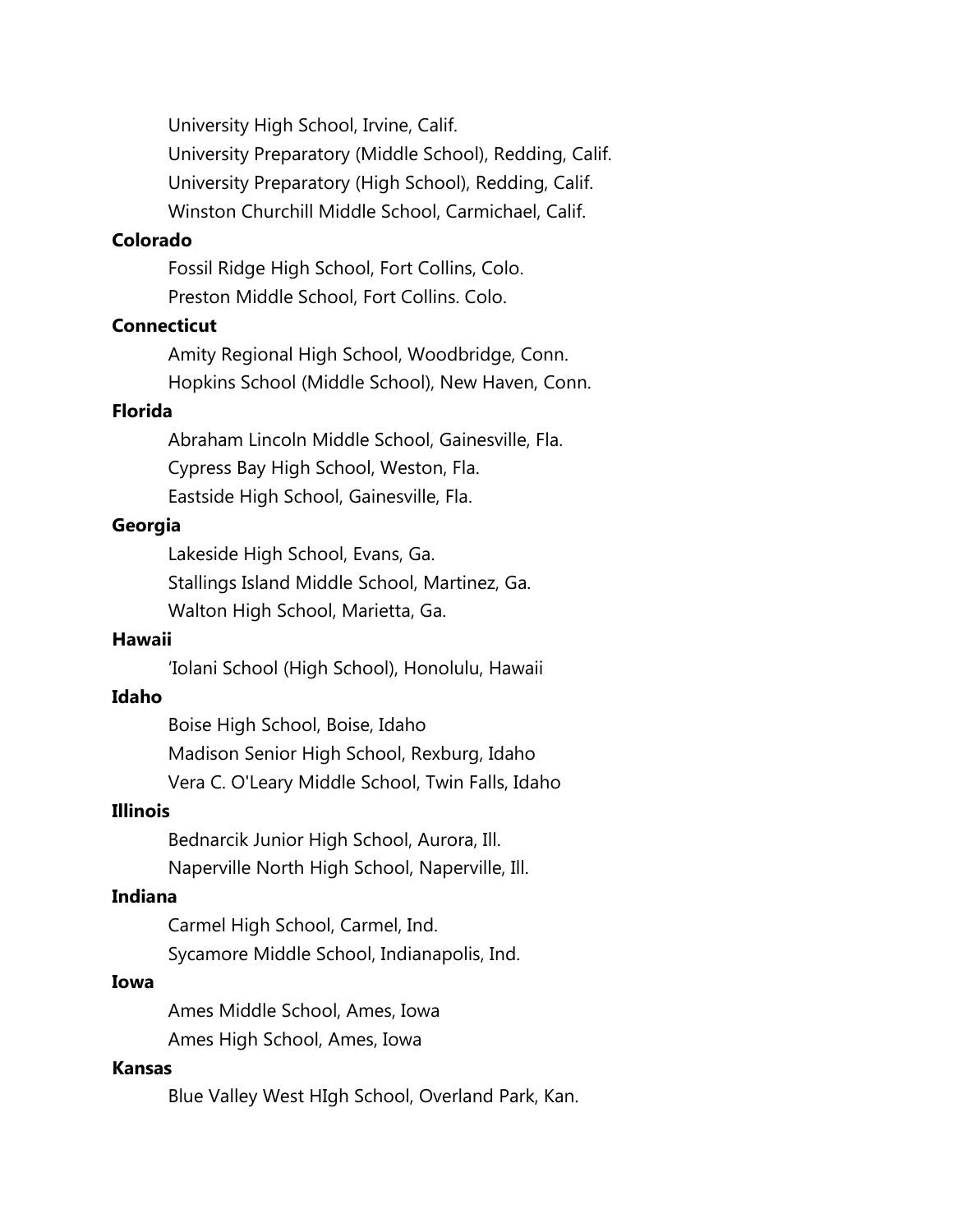University High School, Irvine, Calif.

University Preparatory (Middle School), Redding, Calif.

University Preparatory (High School), Redding, Calif.

Winston Churchill Middle School, Carmichael, Calif.

**Colorado**

Fossil Ridge High School, Fort Collins, Colo.

Preston Middle School, Fort Collins. Colo.

**Connecticut**

Amity Regional High School, Woodbridge, Conn.

Hopkins School (Middle School), New Haven, Conn.

**Florida**

Abraham Lincoln Middle School, Gainesville, Fla.

Cypress Bay High School, Weston, Fla.

Eastside High School, Gainesville, Fla.

**Georgia**

Lakeside High School, Evans, Ga.

Stallings Island Middle School, Martinez, Ga.

Walton High School, Marietta, Ga.

**Hawaii**

'Iolani School (High School), Honolulu, Hawaii

**Idaho**

Boise High School, Boise, Idaho

Madison Senior High School, Rexburg, Idaho

Vera C. O'Leary Middle School, Twin Falls, Idaho

**Illinois**

Bednarcik Junior High School, Aurora, Ill.

Naperville North High School, Naperville, Ill.

**Indiana**

Carmel High School, Carmel, Ind.

Sycamore Middle School, Indianapolis, Ind.

**Iowa**

Ames Middle School, Ames, Iowa

Ames High School, Ames, Iowa

**Kansas**

Blue Valley West HIgh School, Overland Park, Kan.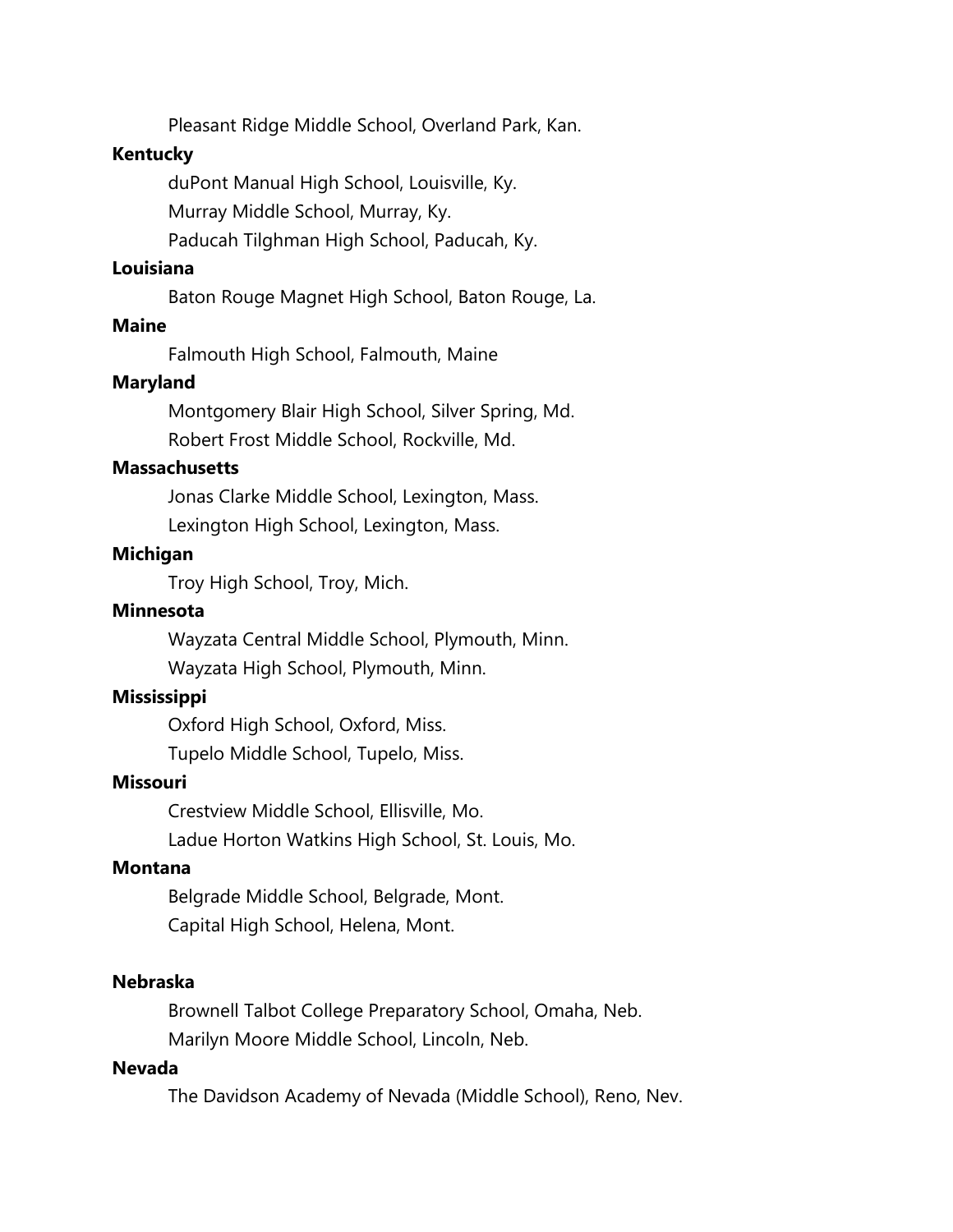Pleasant Ridge Middle School, Overland Park, Kan.

**Kentucky**

duPont Manual High School, Louisville, Ky.

Murray Middle School, Murray, Ky.

Paducah Tilghman High School, Paducah, Ky.

**Louisiana**

Baton Rouge Magnet High School, Baton Rouge, La.

**Maine**

Falmouth High School, Falmouth, Maine

**Maryland**

Montgomery Blair High School, Silver Spring, Md.

Robert Frost Middle School, Rockville, Md.

**Massachusetts**

Jonas Clarke Middle School, Lexington, Mass.

Lexington High School, Lexington, Mass.

**Michigan**

Troy High School, Troy, Mich.

**Minnesota**

Wayzata Central Middle School, Plymouth, Minn.

Wayzata High School, Plymouth, Minn.

**Mississippi**

Oxford High School, Oxford, Miss.

Tupelo Middle School, Tupelo, Miss.

**Missouri**

Crestview Middle School, Ellisville, Mo.

Ladue Horton Watkins High School, St. Louis, Mo.

**Montana**

Belgrade Middle School, Belgrade, Mont.

Capital High School, Helena, Mont.

**Nebraska**

Brownell Talbot College Preparatory School, Omaha, Neb.

Marilyn Moore Middle School, Lincoln, Neb.

**Nevada**

The Davidson Academy of Nevada (Middle School), Reno, Nev.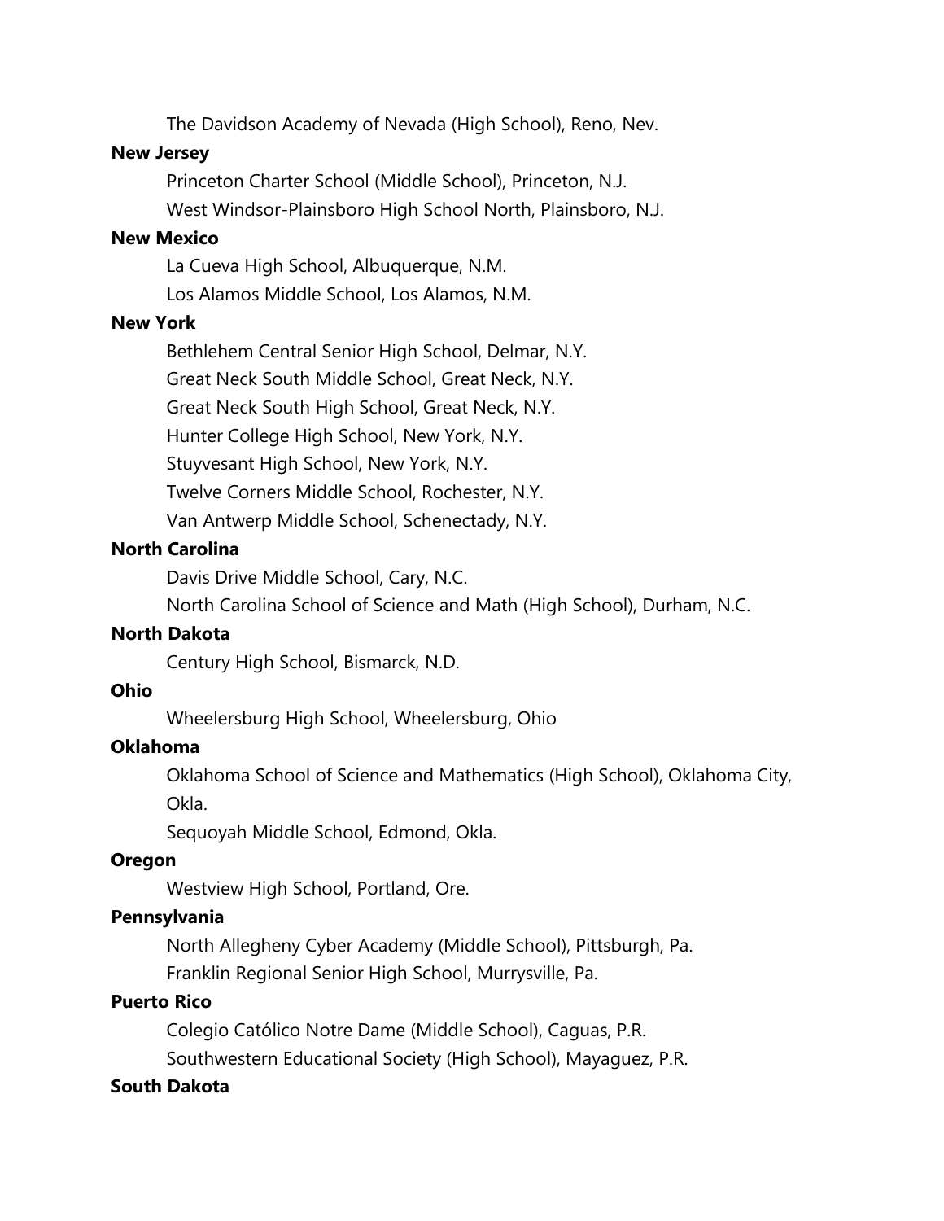The Davidson Academy of Nevada (High School), Reno, Nev.

**New Jersey**

Princeton Charter School (Middle School), Princeton, N.J.

West Windsor-Plainsboro High School North, Plainsboro, N.J.

**New Mexico**

La Cueva High School, Albuquerque, N.M.

Los Alamos Middle School, Los Alamos, N.M.

**New York**

Bethlehem Central Senior High School, Delmar, N.Y.

Great Neck South Middle School, Great Neck, N.Y.

Great Neck South High School, Great Neck, N.Y.

Hunter College High School, New York, N.Y.

Stuyvesant High School, New York, N.Y.

Twelve Corners Middle School, Rochester, N.Y.

Van Antwerp Middle School, Schenectady, N.Y.

**North Carolina**

Davis Drive Middle School, Cary, N.C.

North Carolina School of Science and Math (High School), Durham, N.C.

**North Dakota**

Century High School, Bismarck, N.D.

**Ohio**

Wheelersburg High School, Wheelersburg, Ohio

**Oklahoma**

Oklahoma School of Science and Mathematics (High School), Oklahoma City, Okla.

Sequoyah Middle School, Edmond, Okla.

**Oregon**

Westview High School, Portland, Ore.

**Pennsylvania**

North Allegheny Cyber Academy (Middle School), Pittsburgh, Pa.

Franklin Regional Senior High School, Murrysville, Pa.

**Puerto Rico**

Colegio Católico Notre Dame (Middle School), Caguas, P.R.

Southwestern Educational Society (High School), Mayaguez, P.R.

**South Dakota**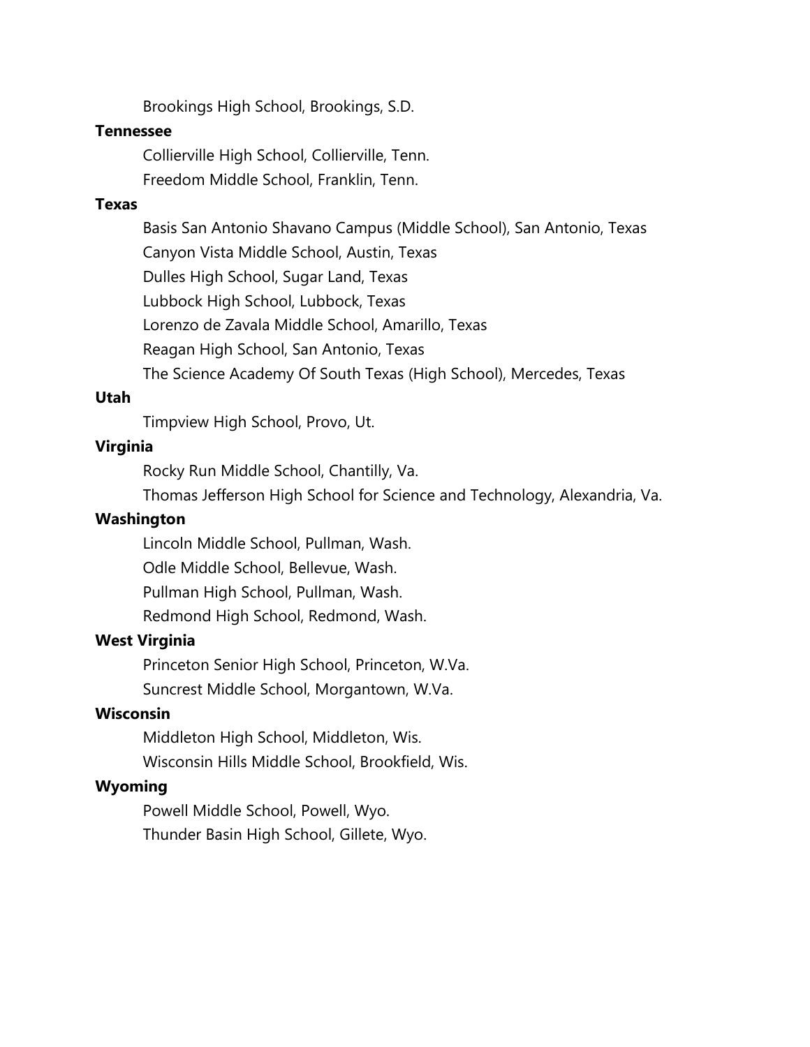Brookings High School, Brookings, S.D.

**Tennessee**

Collierville High School, Collierville, Tenn.

Freedom Middle School, Franklin, Tenn.

**Texas**

Basis San Antonio Shavano Campus (Middle School), San Antonio, Texas

Canyon Vista Middle School, Austin, Texas

Dulles High School, Sugar Land, Texas

Lubbock High School, Lubbock, Texas

Lorenzo de Zavala Middle School, Amarillo, Texas

Reagan High School, San Antonio, Texas

The Science Academy Of South Texas (High School), Mercedes, Texas

**Utah**

Timpview High School, Provo, Ut.

**Virginia**

Rocky Run Middle School, Chantilly, Va.

Thomas Jefferson High School for Science and Technology, Alexandria, Va.

**Washington**

Lincoln Middle School, Pullman, Wash.

Odle Middle School, Bellevue, Wash.

Pullman High School, Pullman, Wash.

Redmond High School, Redmond, Wash.

**West Virginia**

Princeton Senior High School, Princeton, W.Va.

Suncrest Middle School, Morgantown, W.Va.

**Wisconsin**

Middleton High School, Middleton, Wis.

Wisconsin Hills Middle School, Brookfield, Wis.

**Wyoming**

Powell Middle School, Powell, Wyo.

Thunder Basin High School, Gillete, Wyo.